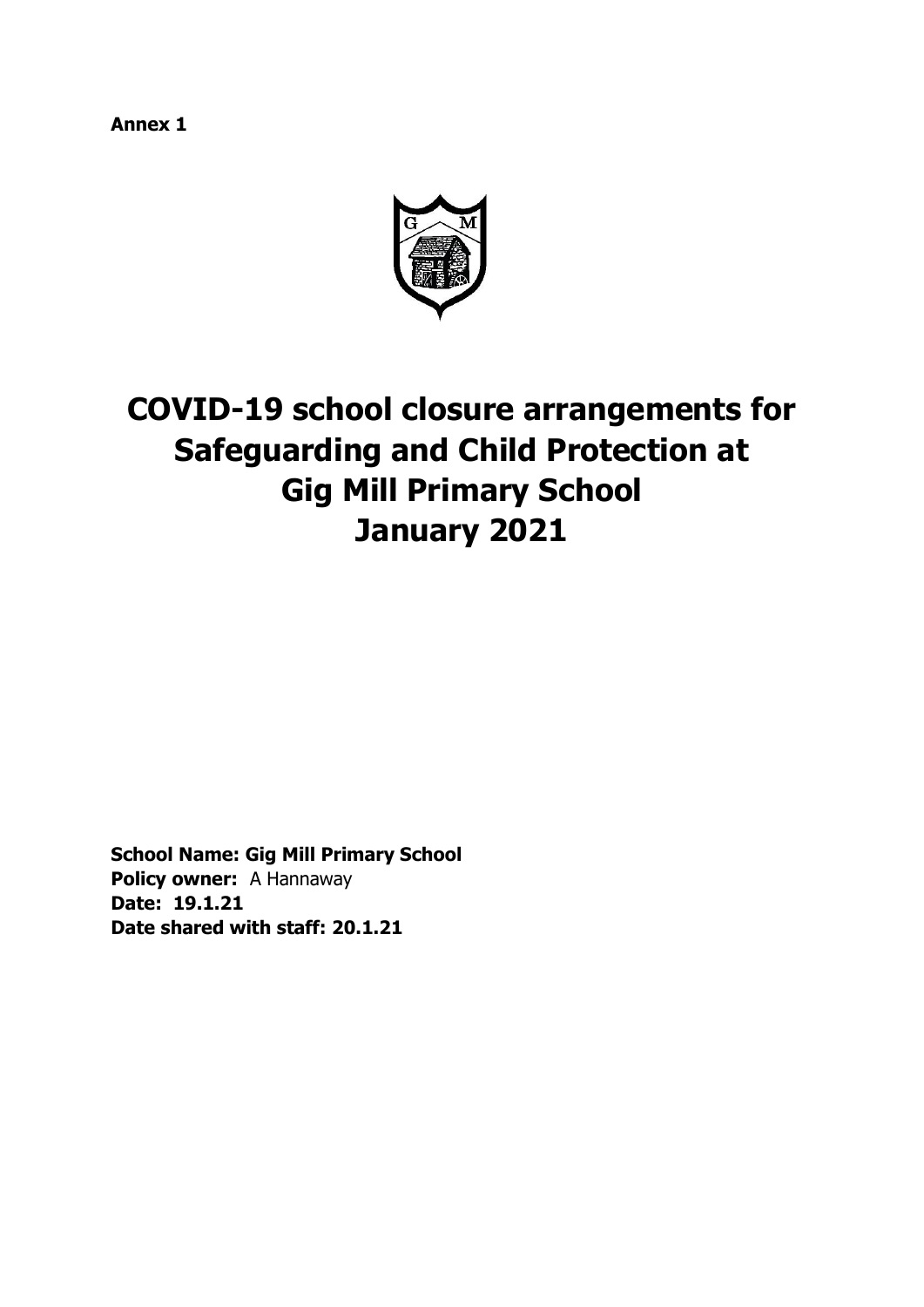**Annex 1**

# COVID-19 school closure arrangements for Safeguarding and Child Protection at Gig Mill Primary School January 2021

**School Name: Gig Mill Primary School**
**Policy owner:** A Hannaway
**Date: 19.1.21**
**Date shared with staff: 20.1.21**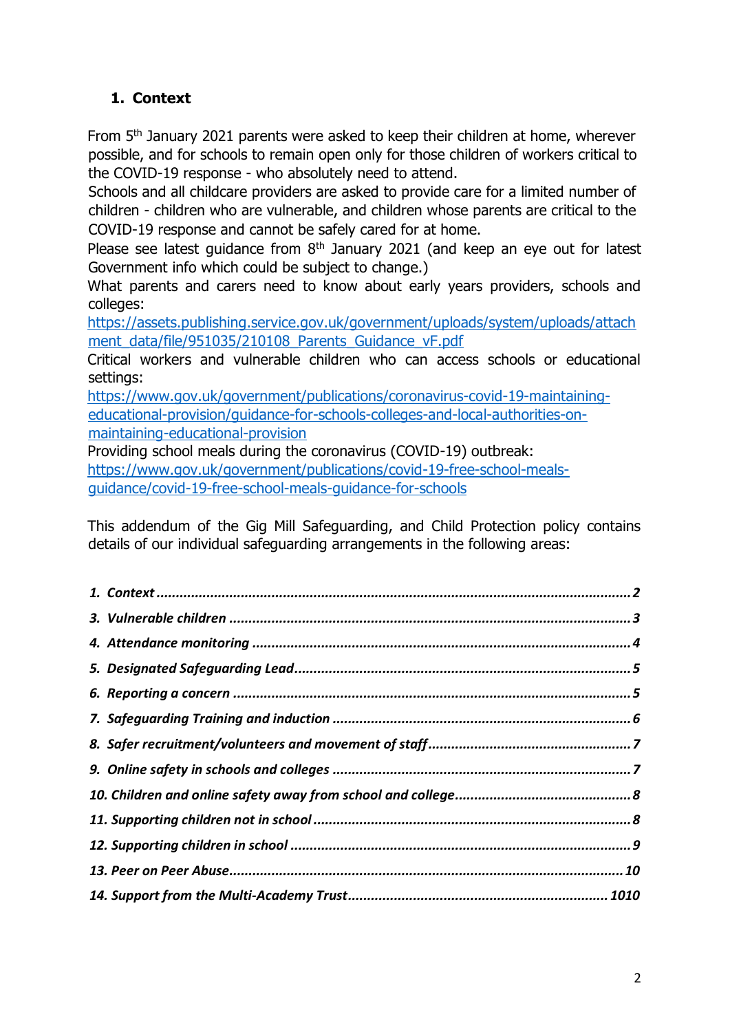## 1. Context

From 5th January 2021 parents were asked to keep their children at home, wherever possible, and for schools to remain open only for those children of workers critical to the COVID-19 response - who absolutely need to attend.
Schools and all childcare providers are asked to provide care for a limited number of children - children who are vulnerable, and children whose parents are critical to the COVID-19 response and cannot be safely cared for at home.
Please see latest guidance from 8th January 2021 (and keep an eye out for latest Government info which could be subject to change.)
What parents and carers need to know about early years providers, schools and colleges:
https://assets.publishing.service.gov.uk/government/uploads/system/uploads/attachment_data/file/951035/210108_Parents_Guidance_vF.pdf
Critical workers and vulnerable children who can access schools or educational settings:
https://www.gov.uk/government/publications/coronavirus-covid-19-maintaining-educational-provision/guidance-for-schools-colleges-and-local-authorities-on-maintaining-educational-provision
Providing school meals during the coronavirus (COVID-19) outbreak:
https://www.gov.uk/government/publications/covid-19-free-school-meals-guidance/covid-19-free-school-meals-guidance-for-schools

This addendum of the Gig Mill Safeguarding, and Child Protection policy contains details of our individual safeguarding arrangements in the following areas:

- *1. Context* .......... 2
- *3. Vulnerable children* .......... 3
- *4. Attendance monitoring* .......... 4
- *5. Designated Safeguarding Lead* .......... 5
- *6. Reporting a concern* .......... 5
- *7. Safeguarding Training and induction* .......... 6
- *8. Safer recruitment/volunteers and movement of staff* .......... 7
- *9. Online safety in schools and colleges* .......... 7
- *10. Children and online safety away from school and college* .......... 8
- *11. Supporting children not in school* .......... 8
- *12. Supporting children in school* .......... 9
- *13. Peer on Peer Abuse* .......... 10
- *14. Support from the Multi-Academy Trust* .......... 1010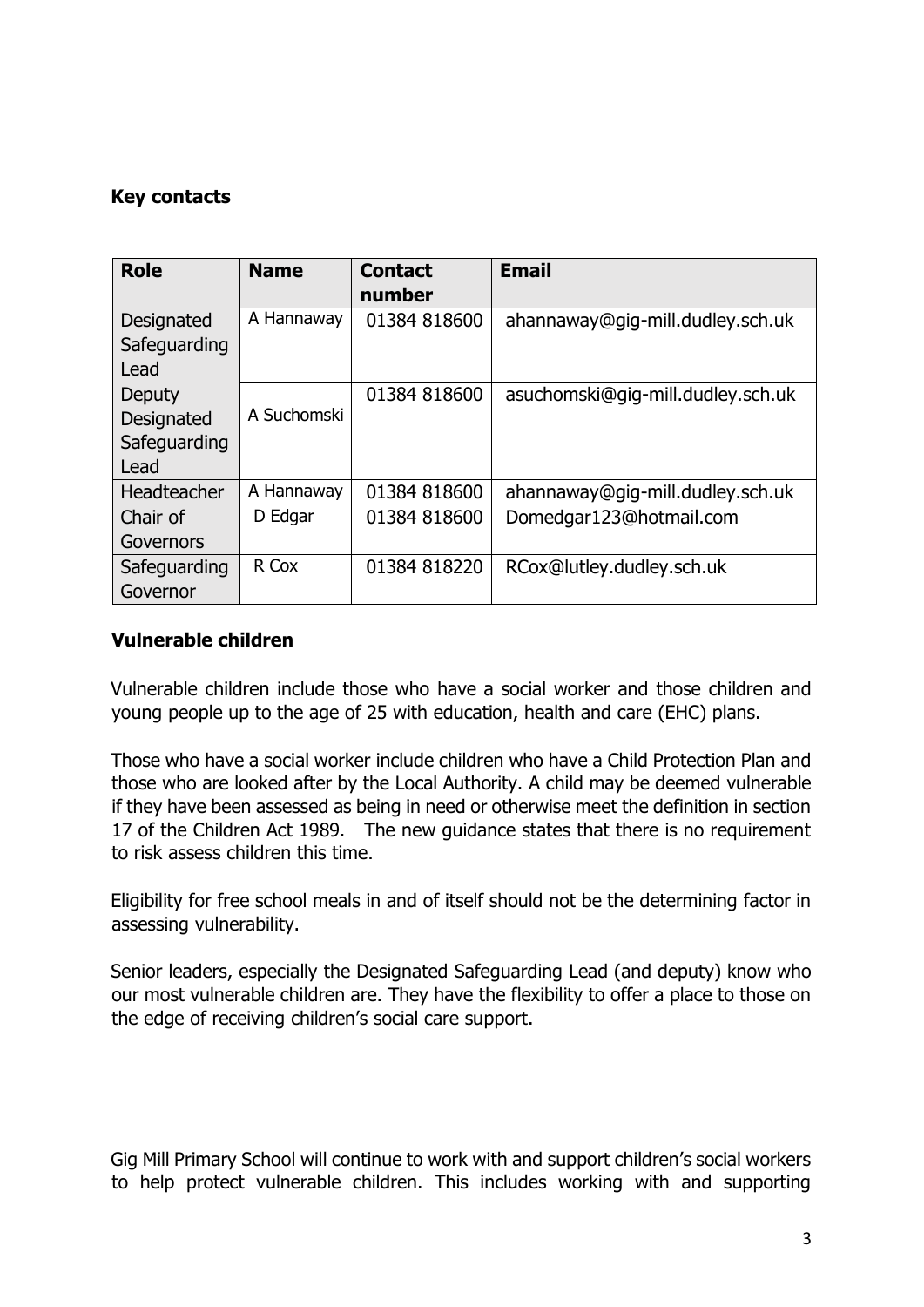## Key contacts

| Role | Name | Contact number | Email |
|---|---|---|---|
| Designated Safeguarding Lead | A Hannaway | 01384 818600 | ahannaway@gig-mill.dudley.sch.uk |
| Deputy Designated Safeguarding Lead | A Suchomski | 01384 818600 | asuchomski@gig-mill.dudley.sch.uk |
| Headteacher | A Hannaway | 01384 818600 | ahannaway@gig-mill.dudley.sch.uk |
| Chair of Governors | D Edgar | 01384 818600 | Domedgar123@hotmail.com |
| Safeguarding Governor | R Cox | 01384 818220 | RCox@lutley.dudley.sch.uk |

## Vulnerable children

Vulnerable children include those who have a social worker and those children and young people up to the age of 25 with education, health and care (EHC) plans.

Those who have a social worker include children who have a Child Protection Plan and those who are looked after by the Local Authority. A child may be deemed vulnerable if they have been assessed as being in need or otherwise meet the definition in section 17 of the Children Act 1989. The new guidance states that there is no requirement to risk assess children this time.

Eligibility for free school meals in and of itself should not be the determining factor in assessing vulnerability.

Senior leaders, especially the Designated Safeguarding Lead (and deputy) know who our most vulnerable children are. They have the flexibility to offer a place to those on the edge of receiving children's social care support.

Gig Mill Primary School will continue to work with and support children's social workers to help protect vulnerable children. This includes working with and supporting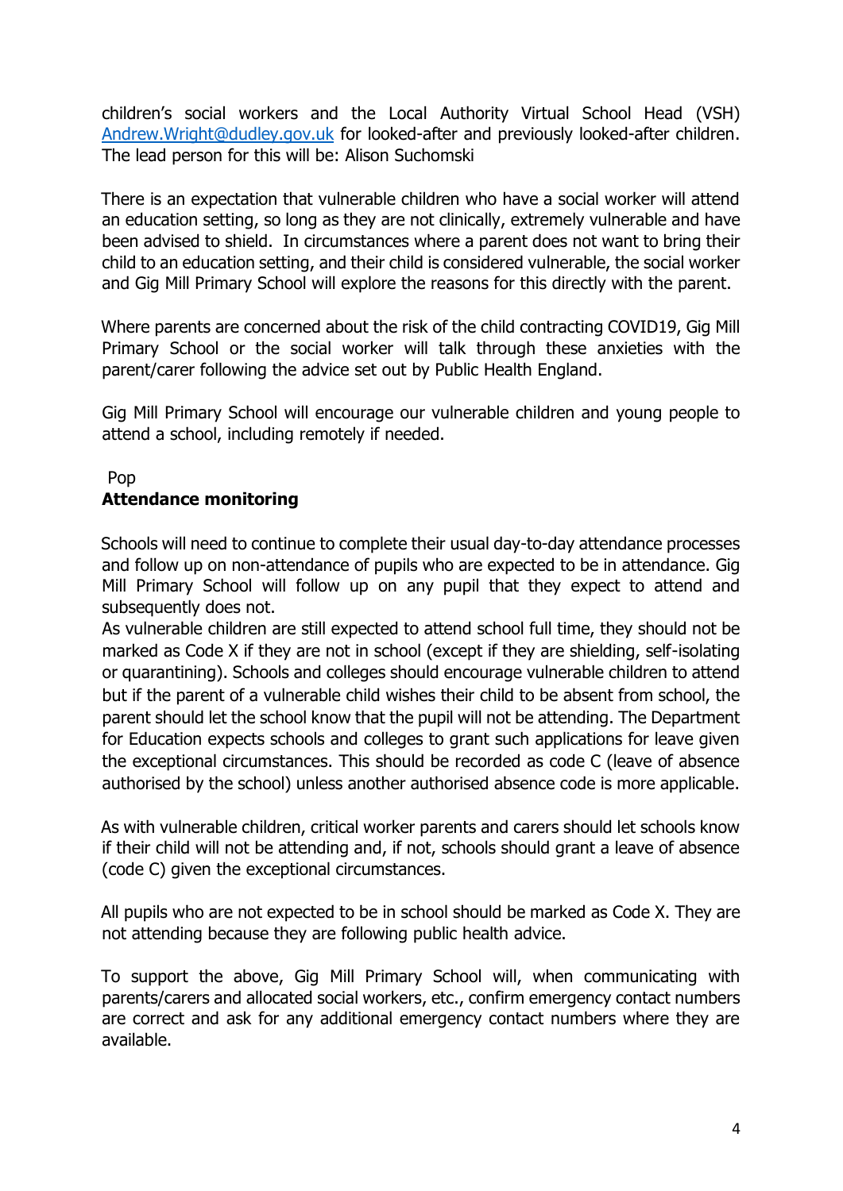children's social workers and the Local Authority Virtual School Head (VSH) [Andrew.Wright@dudley.gov.uk](mailto:Andrew.Wright@dudley.gov.uk) for looked-after and previously looked-after children. The lead person for this will be: Alison Suchomski

There is an expectation that vulnerable children who have a social worker will attend an education setting, so long as they are not clinically, extremely vulnerable and have been advised to shield. In circumstances where a parent does not want to bring their child to an education setting, and their child is considered vulnerable, the social worker and Gig Mill Primary School will explore the reasons for this directly with the parent.

Where parents are concerned about the risk of the child contracting COVID19, Gig Mill Primary School or the social worker will talk through these anxieties with the parent/carer following the advice set out by Public Health England.

Gig Mill Primary School will encourage our vulnerable children and young people to attend a school, including remotely if needed.

Pop

**Attendance monitoring**

Schools will need to continue to complete their usual day-to-day attendance processes and follow up on non-attendance of pupils who are expected to be in attendance. Gig Mill Primary School will follow up on any pupil that they expect to attend and subsequently does not.

As vulnerable children are still expected to attend school full time, they should not be marked as Code X if they are not in school (except if they are shielding, self-isolating or quarantining). Schools and colleges should encourage vulnerable children to attend but if the parent of a vulnerable child wishes their child to be absent from school, the parent should let the school know that the pupil will not be attending. The Department for Education expects schools and colleges to grant such applications for leave given the exceptional circumstances. This should be recorded as code C (leave of absence authorised by the school) unless another authorised absence code is more applicable.

As with vulnerable children, critical worker parents and carers should let schools know if their child will not be attending and, if not, schools should grant a leave of absence (code C) given the exceptional circumstances.

All pupils who are not expected to be in school should be marked as Code X. They are not attending because they are following public health advice.

To support the above, Gig Mill Primary School will, when communicating with parents/carers and allocated social workers, etc., confirm emergency contact numbers are correct and ask for any additional emergency contact numbers where they are available.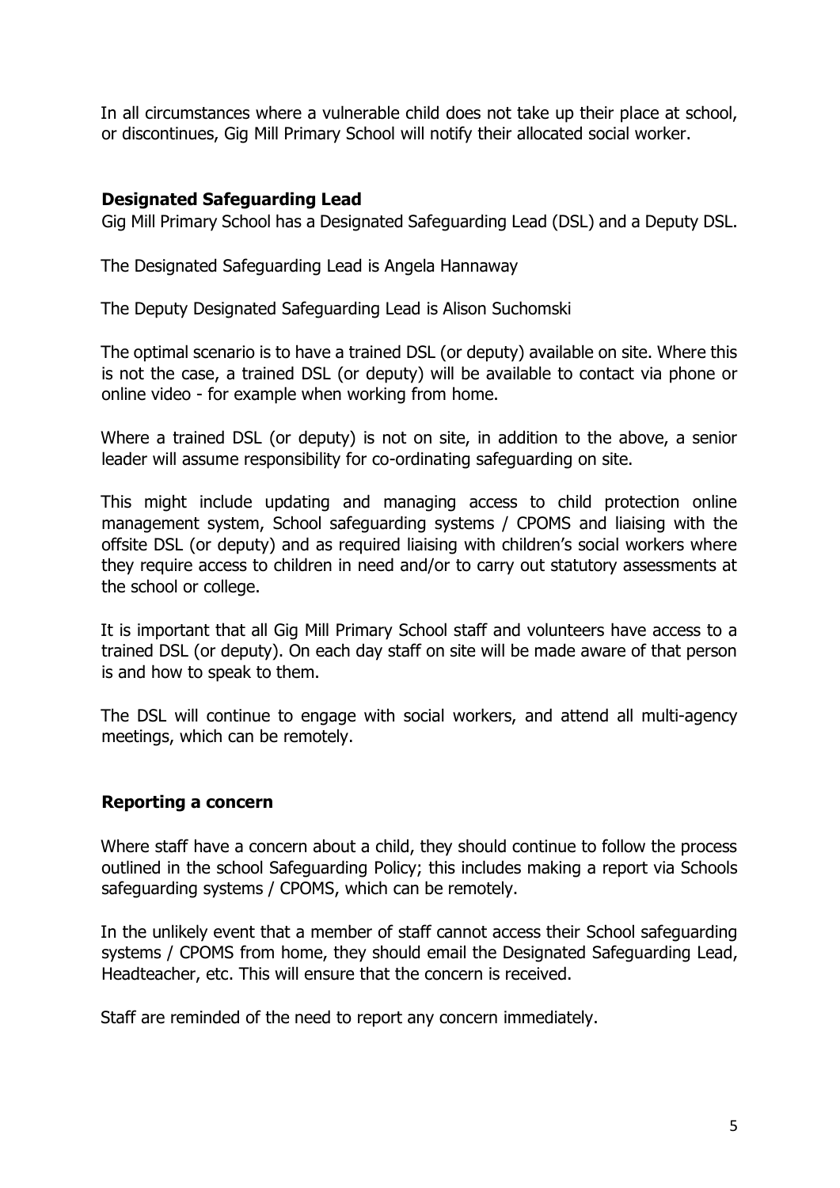In all circumstances where a vulnerable child does not take up their place at school, or discontinues, Gig Mill Primary School will notify their allocated social worker.

### Designated Safeguarding Lead

Gig Mill Primary School has a Designated Safeguarding Lead (DSL) and a Deputy DSL.

The Designated Safeguarding Lead is Angela Hannaway

The Deputy Designated Safeguarding Lead is Alison Suchomski

The optimal scenario is to have a trained DSL (or deputy) available on site. Where this is not the case, a trained DSL (or deputy) will be available to contact via phone or online video - for example when working from home.

Where a trained DSL (or deputy) is not on site, in addition to the above, a senior leader will assume responsibility for co-ordinating safeguarding on site.

This might include updating and managing access to child protection online management system, School safeguarding systems / CPOMS and liaising with the offsite DSL (or deputy) and as required liaising with children's social workers where they require access to children in need and/or to carry out statutory assessments at the school or college.

It is important that all Gig Mill Primary School staff and volunteers have access to a trained DSL (or deputy). On each day staff on site will be made aware of that person is and how to speak to them.

The DSL will continue to engage with social workers, and attend all multi-agency meetings, which can be remotely.

### Reporting a concern

Where staff have a concern about a child, they should continue to follow the process outlined in the school Safeguarding Policy; this includes making a report via Schools safeguarding systems / CPOMS, which can be remotely.

In the unlikely event that a member of staff cannot access their School safeguarding systems / CPOMS from home, they should email the Designated Safeguarding Lead, Headteacher, etc. This will ensure that the concern is received.

Staff are reminded of the need to report any concern immediately.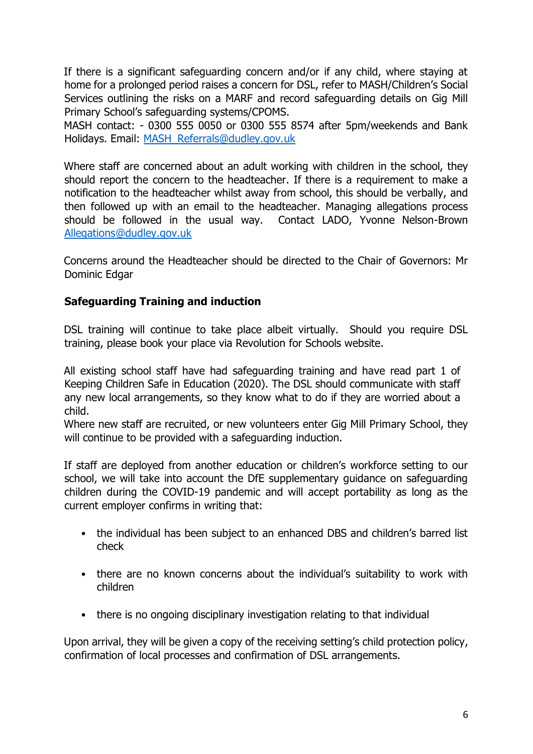If there is a significant safeguarding concern and/or if any child, where staying at home for a prolonged period raises a concern for DSL, refer to MASH/Children's Social Services outlining the risks on a MARF and record safeguarding details on Gig Mill Primary School's safeguarding systems/CPOMS.
MASH contact: - 0300 555 0050 or 0300 555 8574 after 5pm/weekends and Bank Holidays. Email: [MASH_Referrals@dudley.gov.uk](mailto:MASH_Referrals@dudley.gov.uk)

Where staff are concerned about an adult working with children in the school, they should report the concern to the headteacher. If there is a requirement to make a notification to the headteacher whilst away from school, this should be verbally, and then followed up with an email to the headteacher. Managing allegations process should be followed in the usual way. Contact LADO, Yvonne Nelson-Brown [Allegations@dudley.gov.uk](mailto:Allegations@dudley.gov.uk)

Concerns around the Headteacher should be directed to the Chair of Governors: Mr Dominic Edgar

**Safeguarding Training and induction**

DSL training will continue to take place albeit virtually. Should you require DSL training, please book your place via Revolution for Schools website.

All existing school staff have had safeguarding training and have read part 1 of Keeping Children Safe in Education (2020). The DSL should communicate with staff any new local arrangements, so they know what to do if they are worried about a child.
Where new staff are recruited, or new volunteers enter Gig Mill Primary School, they will continue to be provided with a safeguarding induction.

If staff are deployed from another education or children's workforce setting to our school, we will take into account the DfE supplementary guidance on safeguarding children during the COVID-19 pandemic and will accept portability as long as the current employer confirms in writing that:

- the individual has been subject to an enhanced DBS and children's barred list check
- there are no known concerns about the individual's suitability to work with children
- there is no ongoing disciplinary investigation relating to that individual

Upon arrival, they will be given a copy of the receiving setting's child protection policy, confirmation of local processes and confirmation of DSL arrangements.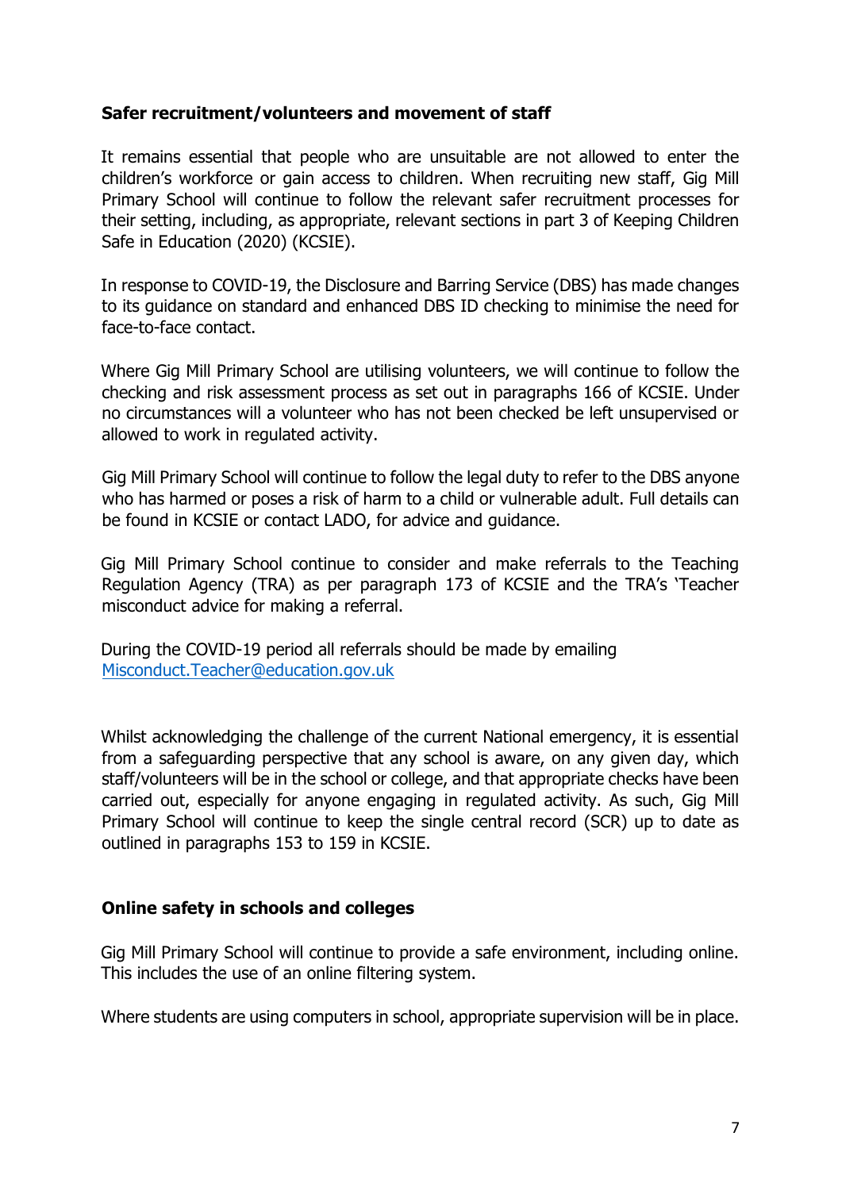**Safer recruitment/volunteers and movement of staff**

It remains essential that people who are unsuitable are not allowed to enter the children's workforce or gain access to children. When recruiting new staff, Gig Mill Primary School will continue to follow the relevant safer recruitment processes for their setting, including, as appropriate, relevant sections in part 3 of Keeping Children Safe in Education (2020) (KCSIE).

In response to COVID-19, the Disclosure and Barring Service (DBS) has made changes to its guidance on standard and enhanced DBS ID checking to minimise the need for face-to-face contact.

Where Gig Mill Primary School are utilising volunteers, we will continue to follow the checking and risk assessment process as set out in paragraphs 166 of KCSIE. Under no circumstances will a volunteer who has not been checked be left unsupervised or allowed to work in regulated activity.

Gig Mill Primary School will continue to follow the legal duty to refer to the DBS anyone who has harmed or poses a risk of harm to a child or vulnerable adult. Full details can be found in KCSIE or contact LADO, for advice and guidance.

Gig Mill Primary School continue to consider and make referrals to the Teaching Regulation Agency (TRA) as per paragraph 173 of KCSIE and the TRA's 'Teacher misconduct advice for making a referral.

During the COVID-19 period all referrals should be made by emailing [Misconduct.Teacher@education.gov.uk](mailto:Misconduct.Teacher@education.gov.uk)

Whilst acknowledging the challenge of the current National emergency, it is essential from a safeguarding perspective that any school is aware, on any given day, which staff/volunteers will be in the school or college, and that appropriate checks have been carried out, especially for anyone engaging in regulated activity. As such, Gig Mill Primary School will continue to keep the single central record (SCR) up to date as outlined in paragraphs 153 to 159 in KCSIE.

**Online safety in schools and colleges**

Gig Mill Primary School will continue to provide a safe environment, including online. This includes the use of an online filtering system.

Where students are using computers in school, appropriate supervision will be in place.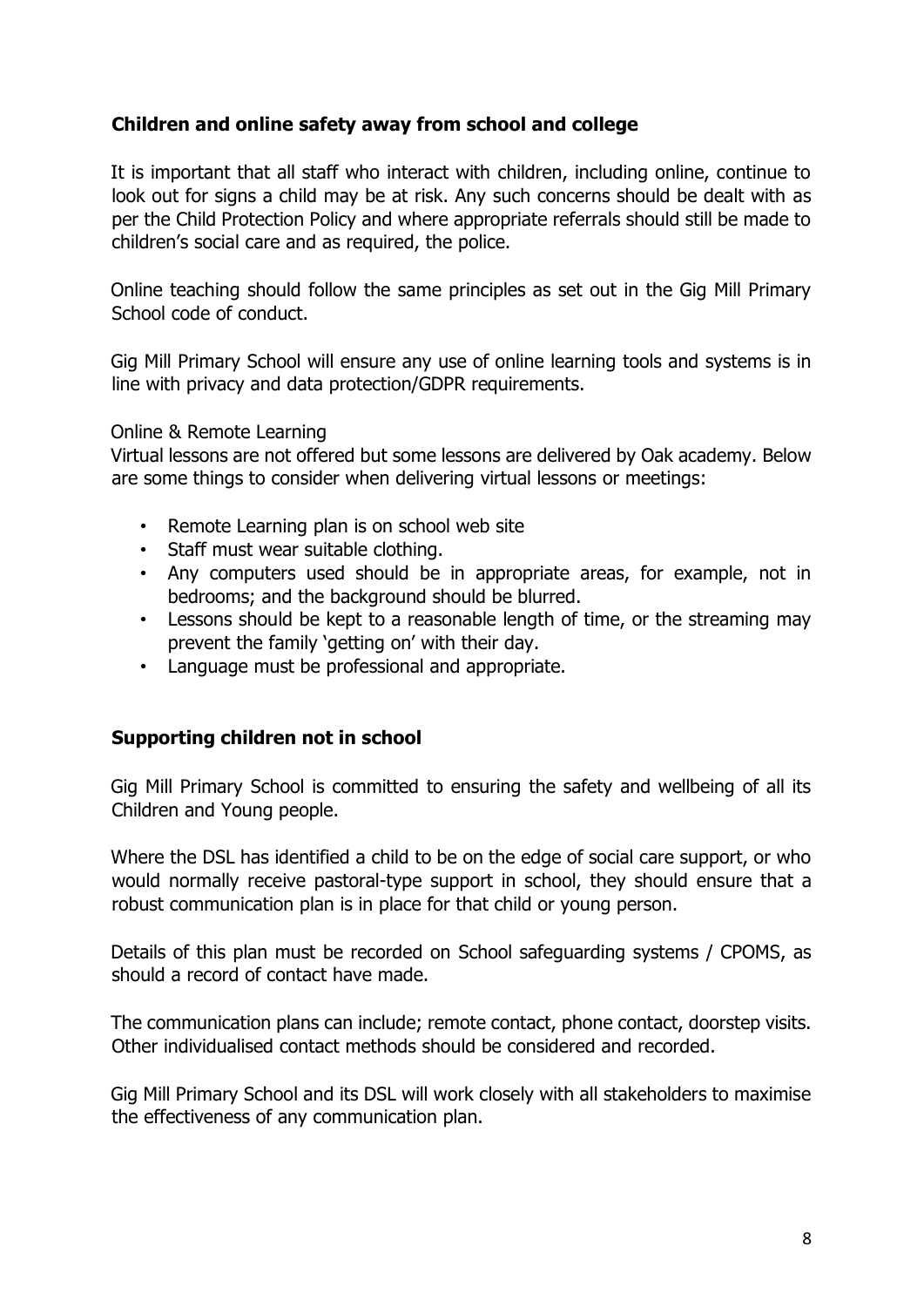## Children and online safety away from school and college

It is important that all staff who interact with children, including online, continue to look out for signs a child may be at risk. Any such concerns should be dealt with as per the Child Protection Policy and where appropriate referrals should still be made to children's social care and as required, the police.

Online teaching should follow the same principles as set out in the Gig Mill Primary School code of conduct.

Gig Mill Primary School will ensure any use of online learning tools and systems is in line with privacy and data protection/GDPR requirements.

Online & Remote Learning

Virtual lessons are not offered but some lessons are delivered by Oak academy. Below are some things to consider when delivering virtual lessons or meetings:

- Remote Learning plan is on school web site
- Staff must wear suitable clothing.
- Any computers used should be in appropriate areas, for example, not in bedrooms; and the background should be blurred.
- Lessons should be kept to a reasonable length of time, or the streaming may prevent the family 'getting on' with their day.
- Language must be professional and appropriate.

## Supporting children not in school

Gig Mill Primary School is committed to ensuring the safety and wellbeing of all its Children and Young people.

Where the DSL has identified a child to be on the edge of social care support, or who would normally receive pastoral-type support in school, they should ensure that a robust communication plan is in place for that child or young person.

Details of this plan must be recorded on School safeguarding systems / CPOMS, as should a record of contact have made.

The communication plans can include; remote contact, phone contact, doorstep visits. Other individualised contact methods should be considered and recorded.

Gig Mill Primary School and its DSL will work closely with all stakeholders to maximise the effectiveness of any communication plan.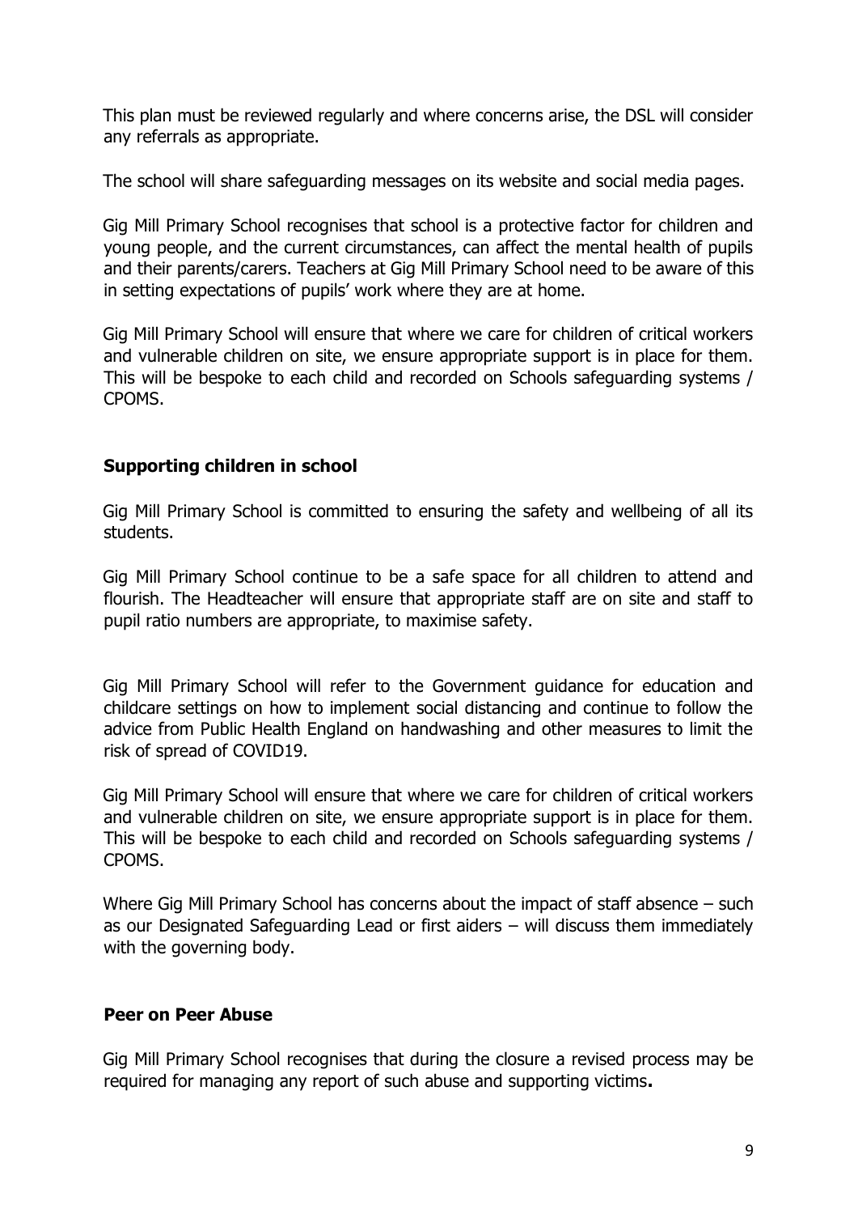This plan must be reviewed regularly and where concerns arise, the DSL will consider any referrals as appropriate.

The school will share safeguarding messages on its website and social media pages.

Gig Mill Primary School recognises that school is a protective factor for children and young people, and the current circumstances, can affect the mental health of pupils and their parents/carers. Teachers at Gig Mill Primary School need to be aware of this in setting expectations of pupils' work where they are at home.

Gig Mill Primary School will ensure that where we care for children of critical workers and vulnerable children on site, we ensure appropriate support is in place for them. This will be bespoke to each child and recorded on Schools safeguarding systems / CPOMS.

### Supporting children in school

Gig Mill Primary School is committed to ensuring the safety and wellbeing of all its students.

Gig Mill Primary School continue to be a safe space for all children to attend and flourish. The Headteacher will ensure that appropriate staff are on site and staff to pupil ratio numbers are appropriate, to maximise safety.

Gig Mill Primary School will refer to the Government guidance for education and childcare settings on how to implement social distancing and continue to follow the advice from Public Health England on handwashing and other measures to limit the risk of spread of COVID19.

Gig Mill Primary School will ensure that where we care for children of critical workers and vulnerable children on site, we ensure appropriate support is in place for them. This will be bespoke to each child and recorded on Schools safeguarding systems / CPOMS.

Where Gig Mill Primary School has concerns about the impact of staff absence – such as our Designated Safeguarding Lead or first aiders – will discuss them immediately with the governing body.

### Peer on Peer Abuse

Gig Mill Primary School recognises that during the closure a revised process may be required for managing any report of such abuse and supporting victims**.**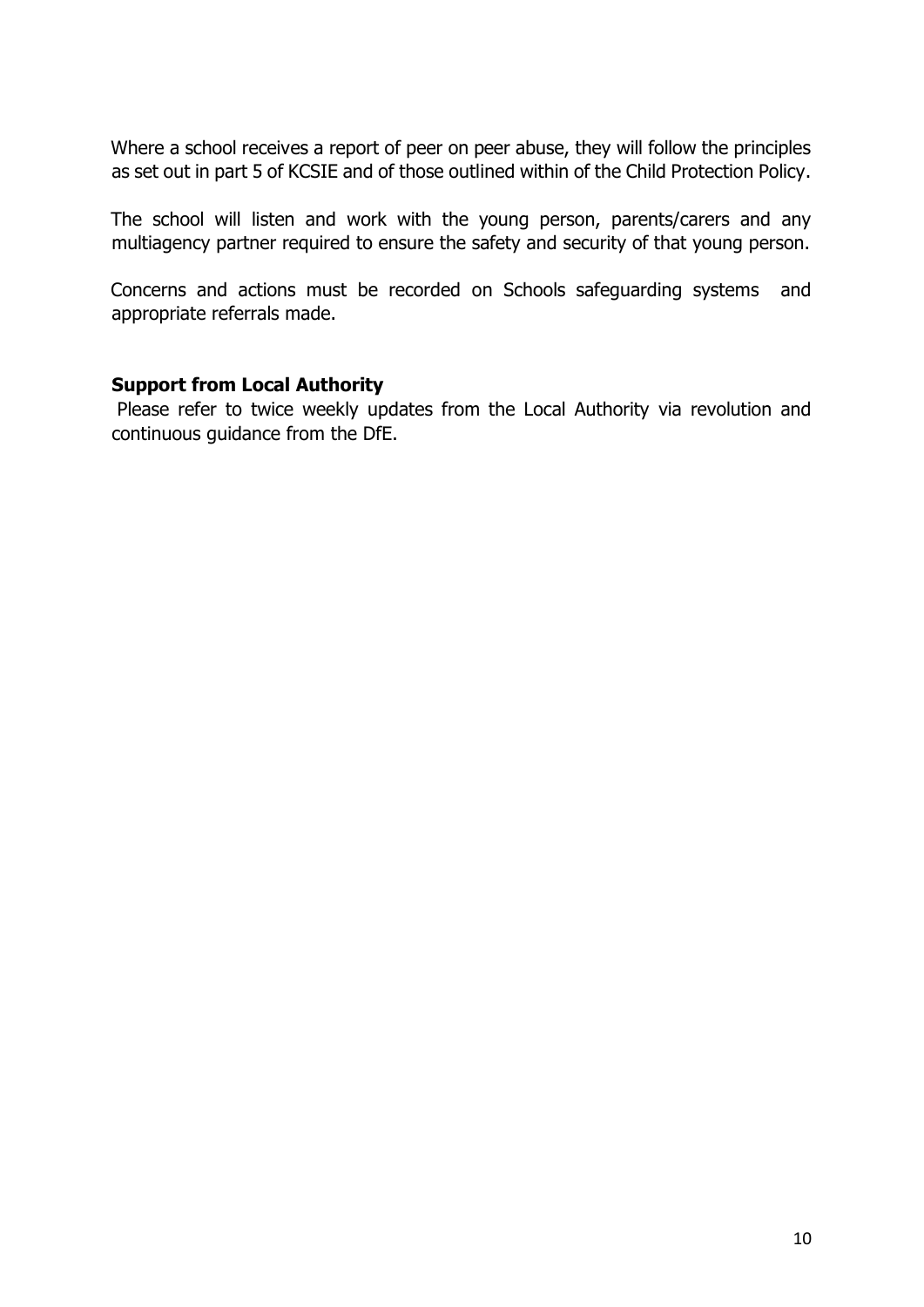Where a school receives a report of peer on peer abuse, they will follow the principles as set out in part 5 of KCSIE and of those outlined within of the Child Protection Policy.

The school will listen and work with the young person, parents/carers and any multiagency partner required to ensure the safety and security of that young person.

Concerns and actions must be recorded on Schools safeguarding systems and appropriate referrals made.

**Support from Local Authority**

Please refer to twice weekly updates from the Local Authority via revolution and continuous guidance from the DfE.